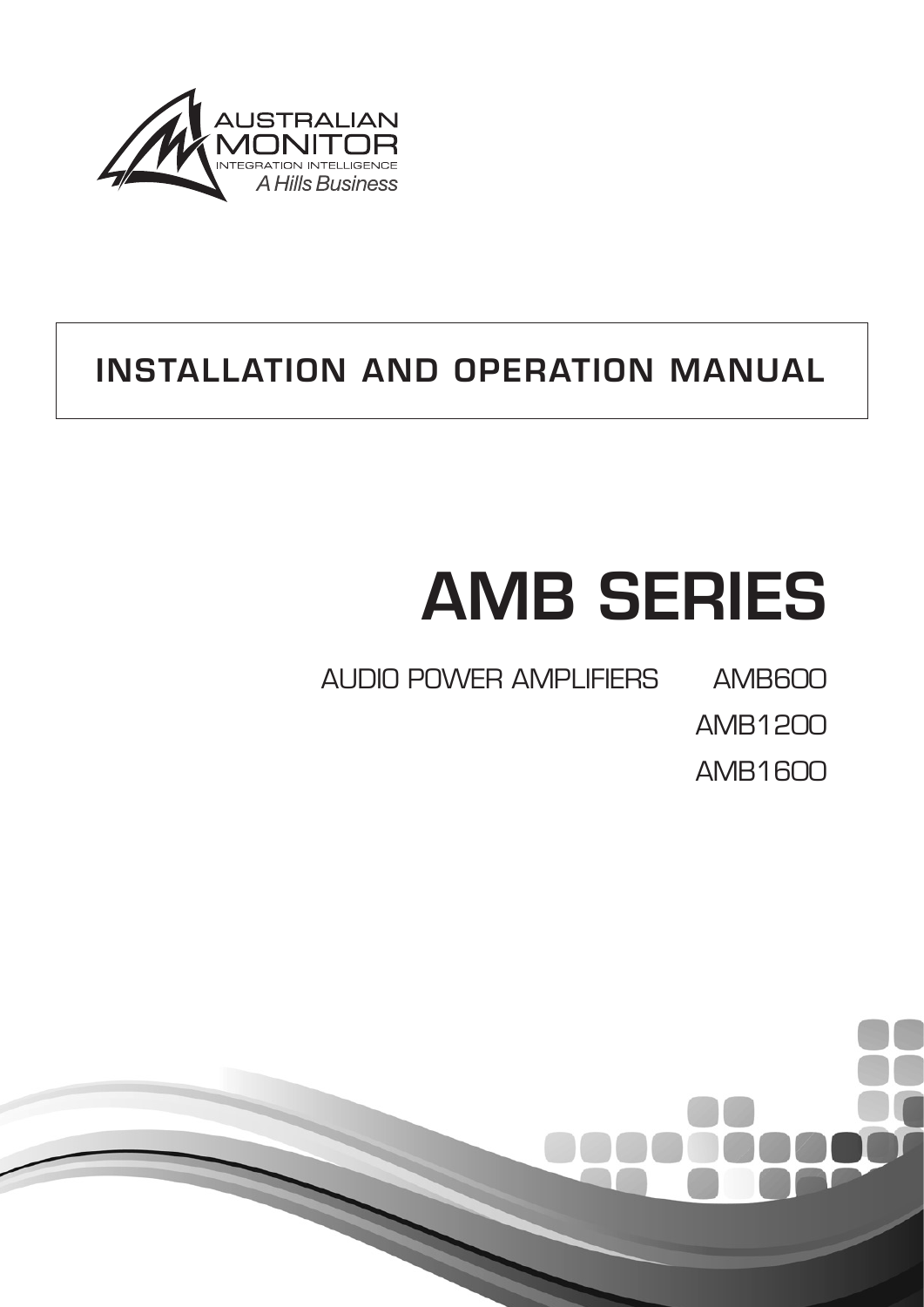AUSTRALIAN MONITOR

INTEGRATION INTELLIGENCE

*A Hills Business*

## INSTALLATION AND OPERATION MANUAL

# AMB SERIES

AUDIO POWER AMPLIFIERS AMB600

AMB1200

AMB1600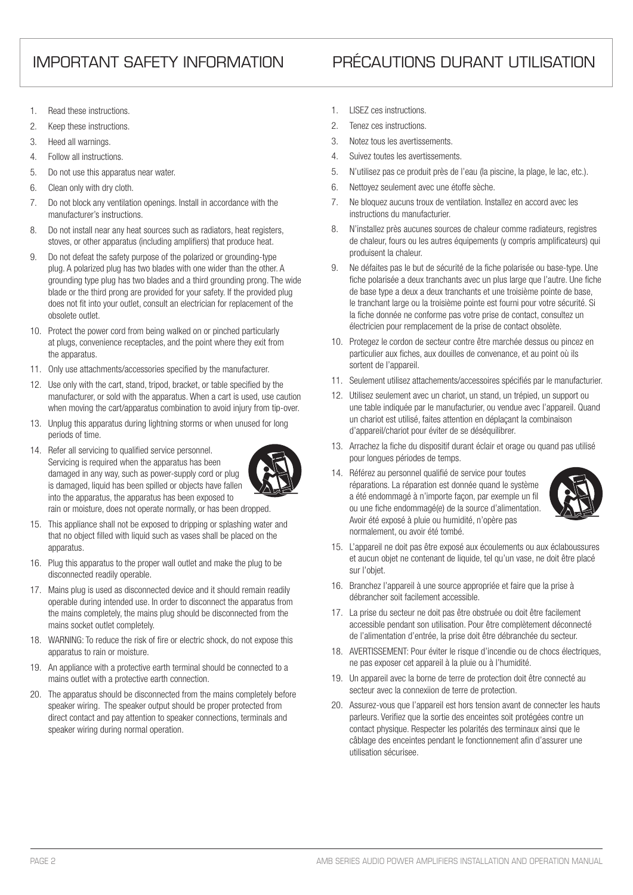# IMPORTANT SAFETY INFORMATION

1. Read these instructions.
2. Keep these instructions.
3. Heed all warnings.
4. Follow all instructions.
5. Do not use this apparatus near water.
6. Clean only with dry cloth.
7. Do not block any ventilation openings. Install in accordance with the manufacturer's instructions.
8. Do not install near any heat sources such as radiators, heat registers, stoves, or other apparatus (including amplifiers) that produce heat.
9. Do not defeat the safety purpose of the polarized or grounding-type plug. A polarized plug has two blades with one wider than the other. A grounding type plug has two blades and a third grounding prong. The wide blade or the third prong are provided for your safety. If the provided plug does not fit into your outlet, consult an electrician for replacement of the obsolete outlet.
10. Protect the power cord from being walked on or pinched particularly at plugs, convenience receptacles, and the point where they exit from the apparatus.
11. Only use attachments/accessories specified by the manufacturer.
12. Use only with the cart, stand, tripod, bracket, or table specified by the manufacturer, or sold with the apparatus. When a cart is used, use caution when moving the cart/apparatus combination to avoid injury from tip-over.
13. Unplug this apparatus during lightning storms or when unused for long periods of time.
14. Refer all servicing to qualified service personnel. Servicing is required when the apparatus has been damaged in any way, such as power-supply cord or plug is damaged, liquid has been spilled or objects have fallen into the apparatus, the apparatus has been exposed to rain or moisture, does not operate normally, or has been dropped.
15. This appliance shall not be exposed to dripping or splashing water and that no object filled with liquid such as vases shall be placed on the apparatus.
16. Plug this apparatus to the proper wall outlet and make the plug to be disconnected readily operable.
17. Mains plug is used as disconnected device and it should remain readily operable during intended use. In order to disconnect the apparatus from the mains completely, the mains plug should be disconnected from the mains socket outlet completely.
18. WARNING: To reduce the risk of fire or electric shock, do not expose this apparatus to rain or moisture.
19. An appliance with a protective earth terminal should be connected to a mains outlet with a protective earth connection.
20. The apparatus should be disconnected from the mains completely before speaker wiring. The speaker output should be proper protected from direct contact and pay attention to speaker connections, terminals and speaker wiring during normal operation.

# PRÉCAUTIONS DURANT UTILISATION

1. LISEZ ces instructions.
2. Tenez ces instructions.
3. Notez tous les avertissements.
4. Suivez toutes les avertissements.
5. N'utilisez pas ce produit près de l'eau (la piscine, la plage, le lac, etc.).
6. Nettoyez seulement avec une étoffe sèche.
7. Ne bloquez aucuns troux de ventilation. Installez en accord avec les instructions du manufacturier.
8. N'installez près aucunes sources de chaleur comme radiateurs, registres de chaleur, fours ou les autres équipements (y compris amplificateurs) qui produisent la chaleur.
9. Ne défaites pas le but de sécurité de la fiche polarisée ou base-type. Une fiche polarisée a deux tranchants avec un plus large que l'autre. Une fiche de base type a deux a deux tranchants et une troisième pointe de base, le tranchant large ou la troisième pointe est fourni pour votre sécurité. Si la fiche donnée ne conforme pas votre prise de contact, consultez un électricien pour remplacement de la prise de contact obsolète.
10. Protegez le cordon de secteur contre être marchée dessus ou pincez en particulier aux fiches, aux douilles de convenance, et au point où ils sortent de l'appareil.
11. Seulement utilisez attachements/accessoires spécifiés par le manufacturier.
12. Utilisez seulement avec un chariot, un stand, un trépied, un support ou une table indiquée par le manufacturier, ou vendue avec l'appareil. Quand un chariot est utilisé, faites attention en déplaçant la combinaison d'appareil/chariot pour éviter de se déséquilibrer.
13. Arrachez la fiche du dispositif durant éclair et orage ou quand pas utilisé pour longues périodes de temps.
14. Référez au personnel qualifié de service pour toutes réparations. La réparation est donnée quand le système a été endommagé à n'importe façon, par exemple un fil ou une fiche endommagé(e) de la source d'alimentation. Avoir été exposé à pluie ou humidité, n'opère pas normalement, ou avoir été tombé.
15. L'appareil ne doit pas être exposé aux écoulements ou aux éclaboussures et aucun objet ne contenant de liquide, tel qu'un vase, ne doit être placé sur l'objet.
16. Branchez l'appareil à une source appropriée et faire que la prise à débrancher soit facilement accessible.
17. La prise du secteur ne doit pas être obstruée ou doit être facilement accessible pendant son utilisation. Pour être complètement déconnecté de l'alimentation d'entrée, la prise doit être débranchée du secteur.
18. AVERTISSEMENT: Pour éviter le risque d'incendie ou de chocs électriques, ne pas exposer cet appareil à la pluie ou à l'humidité.
19. Un appareil avec la borne de terre de protection doit être connecté au secteur avec la connexiion de terre de protection.
20. Assurez-vous que l'appareil est hors tension avant de connecter les hauts parleurs. Verifiez que la sortie des enceintes soit protégées contre un contact physique. Respecter les polarités des terminaux ainsi que le câblage des enceintes pendant le fonctionnement afin d'assurer une utilisation sécurisee.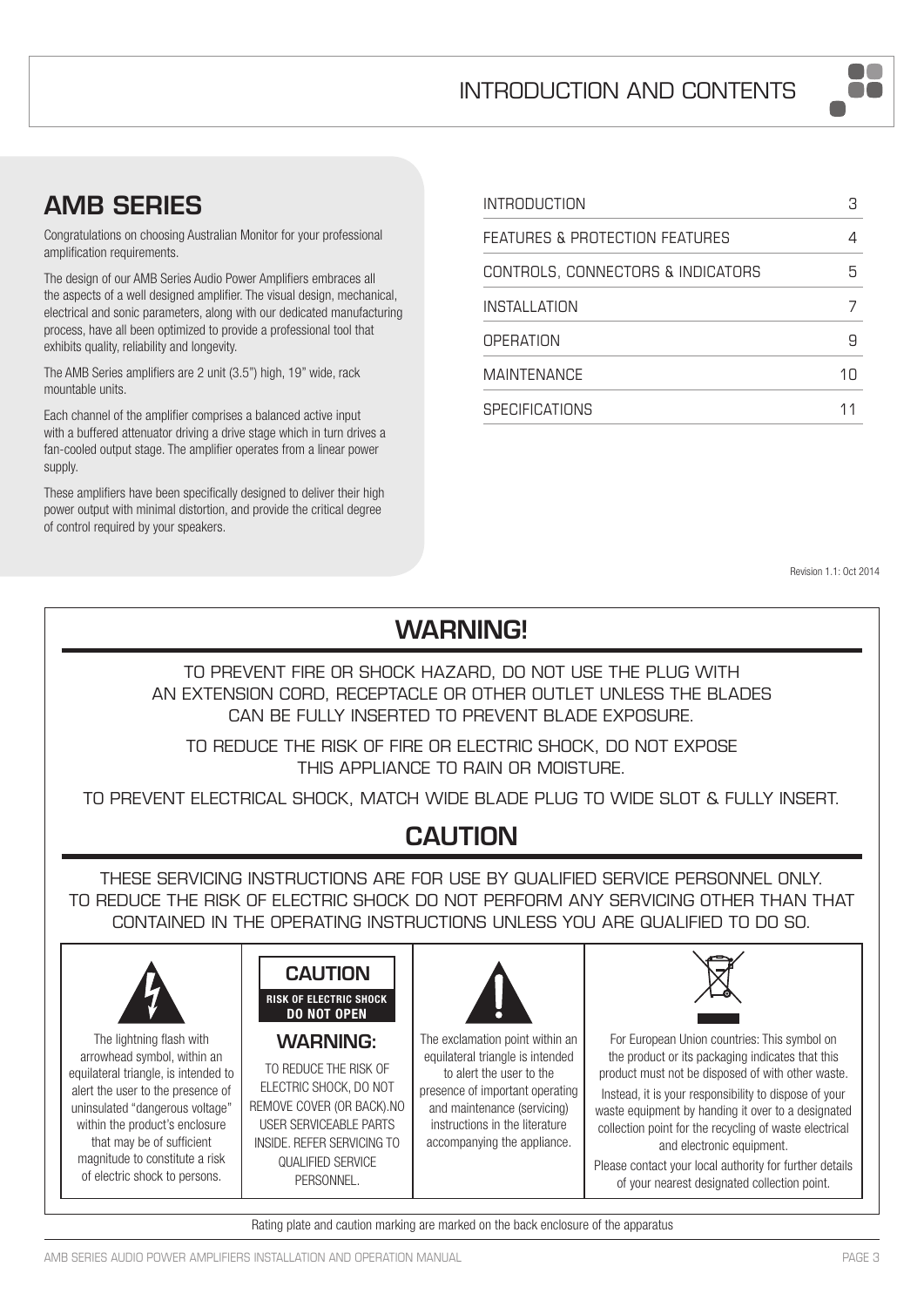# INTRODUCTION AND CONTENTS

## AMB SERIES

Congratulations on choosing Australian Monitor for your professional amplification requirements.

The design of our AMB Series Audio Power Amplifiers embraces all the aspects of a well designed amplifier. The visual design, mechanical, electrical and sonic parameters, along with our dedicated manufacturing process, have all been optimized to provide a professional tool that exhibits quality, reliability and longevity.

The AMB Series amplifiers are 2 unit (3.5") high, 19" wide, rack mountable units.

Each channel of the amplifier comprises a balanced active input with a buffered attenuator driving a drive stage which in turn drives a fan-cooled output stage. The amplifier operates from a linear power supply.

These amplifiers have been specifically designed to deliver their high power output with minimal distortion, and provide the critical degree of control required by your speakers.

| | |
|---|---|
| INTRODUCTION | 3 |
| FEATURES & PROTECTION FEATURES | 4 |
| CONTROLS, CONNECTORS & INDICATORS | 5 |
| INSTALLATION | 7 |
| OPERATION | 9 |
| MAINTENANCE | 10 |
| SPECIFICATIONS | 11 |

Revision 1.1: Oct 2014

## WARNING!

TO PREVENT FIRE OR SHOCK HAZARD, DO NOT USE THE PLUG WITH AN EXTENSION CORD, RECEPTACLE OR OTHER OUTLET UNLESS THE BLADES CAN BE FULLY INSERTED TO PREVENT BLADE EXPOSURE.

TO REDUCE THE RISK OF FIRE OR ELECTRIC SHOCK, DO NOT EXPOSE THIS APPLIANCE TO RAIN OR MOISTURE.

TO PREVENT ELECTRICAL SHOCK, MATCH WIDE BLADE PLUG TO WIDE SLOT & FULLY INSERT.

## CAUTION

THESE SERVICING INSTRUCTIONS ARE FOR USE BY QUALIFIED SERVICE PERSONNEL ONLY. TO REDUCE THE RISK OF ELECTRIC SHOCK DO NOT PERFORM ANY SERVICING OTHER THAN THAT CONTAINED IN THE OPERATING INSTRUCTIONS UNLESS YOU ARE QUALIFIED TO DO SO.

The lightning flash with arrowhead symbol, within an equilateral triangle, is intended to alert the user to the presence of uninsulated "dangerous voltage" within the product's enclosure that may be of sufficient magnitude to constitute a risk of electric shock to persons.

**CAUTION**
**RISK OF ELECTRIC SHOCK DO NOT OPEN**

**WARNING:**

TO REDUCE THE RISK OF ELECTRIC SHOCK, DO NOT REMOVE COVER (OR BACK).NO USER SERVICEABLE PARTS INSIDE. REFER SERVICING TO QUALIFIED SERVICE PERSONNEL.

The exclamation point within an equilateral triangle is intended to alert the user to the presence of important operating and maintenance (servicing) instructions in the literature accompanying the appliance.

For European Union countries: This symbol on the product or its packaging indicates that this product must not be disposed of with other waste.

Instead, it is your responsibility to dispose of your waste equipment by handing it over to a designated collection point for the recycling of waste electrical and electronic equipment.

Please contact your local authority for further details of your nearest designated collection point.

Rating plate and caution marking are marked on the back enclosure of the apparatus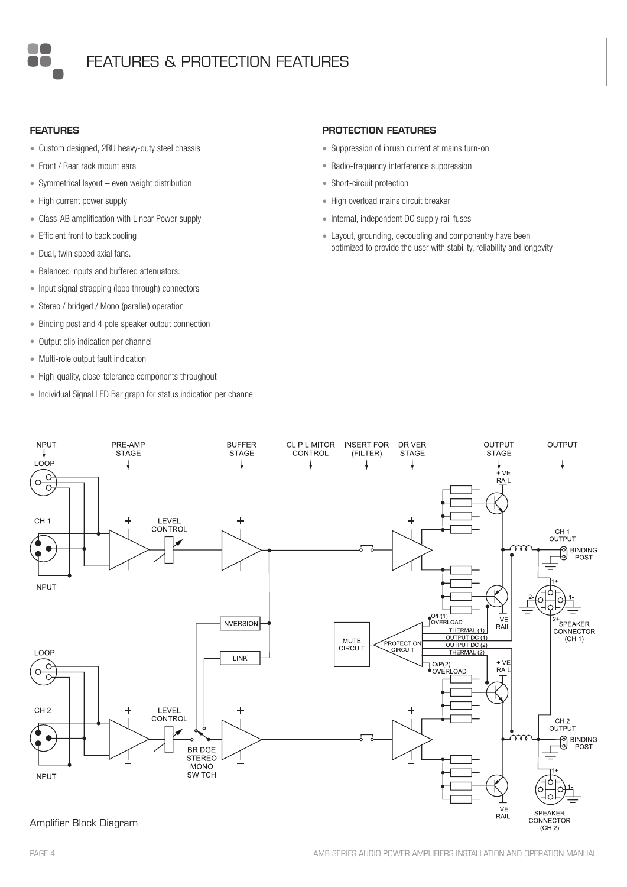# FEATURES & PROTECTION FEATURES

## FEATURES

- Custom designed, 2RU heavy-duty steel chassis
- Front / Rear rack mount ears
- Symmetrical layout – even weight distribution
- High current power supply
- Class-AB amplification with Linear Power supply
- Efficient front to back cooling
- Dual, twin speed axial fans.
- Balanced inputs and buffered attenuators.
- Input signal strapping (loop through) connectors
- Stereo / bridged / Mono (parallel) operation
- Binding post and 4 pole speaker output connection
- Output clip indication per channel
- Multi-role output fault indication
- High-quality, close-tolerance components throughout
- Individual Signal LED Bar graph for status indication per channel

## PROTECTION FEATURES

- Suppression of inrush current at mains turn-on
- Radio-frequency interference suppression
- Short-circuit protection
- High overload mains circuit breaker
- Internal, independent DC supply rail fuses
- Layout, grounding, decoupling and componentry have been optimized to provide the user with stability, reliability and longevity

Amplifier Block Diagram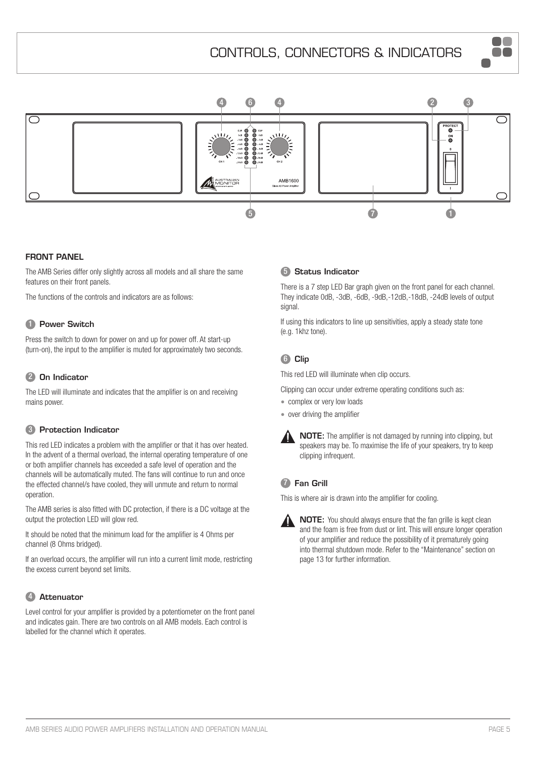# CONTROLS, CONNECTORS & INDICATORS

## FRONT PANEL

The AMB Series differ only slightly across all models and all share the same features on their front panels.

The functions of the controls and indicators are as follows:

### 1 Power Switch

Press the switch to down for power on and up for power off. At start-up (turn-on), the input to the amplifier is muted for approximately two seconds.

### 2 On Indicator

The LED will illuminate and indicates that the amplifier is on and receiving mains power.

### 3 Protection Indicator

This red LED indicates a problem with the amplifier or that it has over heated. In the advent of a thermal overload, the internal operating temperature of one or both amplifier channels has exceeded a safe level of operation and the channels will be automatically muted. The fans will continue to run and once the effected channel/s have cooled, they will unmute and return to normal operation.

The AMB series is also fitted with DC protection, if there is a DC voltage at the output the protection LED will glow red.

It should be noted that the minimum load for the amplifier is 4 Ohms per channel (8 Ohms bridged).

If an overload occurs, the amplifier will run into a current limit mode, restricting the excess current beyond set limits.

### 4 Attenuator

Level control for your amplifier is provided by a potentiometer on the front panel and indicates gain. There are two controls on all AMB models. Each control is labelled for the channel which it operates.

### 5 Status Indicator

There is a 7 step LED Bar graph given on the front panel for each channel. They indicate 0dB, -3dB, -6dB, -9dB,-12dB,-18dB, -24dB levels of output signal.

If using this indicators to line up sensitivities, apply a steady state tone (e.g. 1khz tone).

### 6 Clip

This red LED will illuminate when clip occurs.

Clipping can occur under extreme operating conditions such as:

- complex or very low loads
- over driving the amplifier

**NOTE:** The amplifier is not damaged by running into clipping, but speakers may be. To maximise the life of your speakers, try to keep clipping infrequent.

### 7 Fan Grill

This is where air is drawn into the amplifier for cooling.

**NOTE:** You should always ensure that the fan grille is kept clean and the foam is free from dust or lint. This will ensure longer operation of your amplifier and reduce the possibility of it prematurely going into thermal shutdown mode. Refer to the "Maintenance" section on page 13 for further information.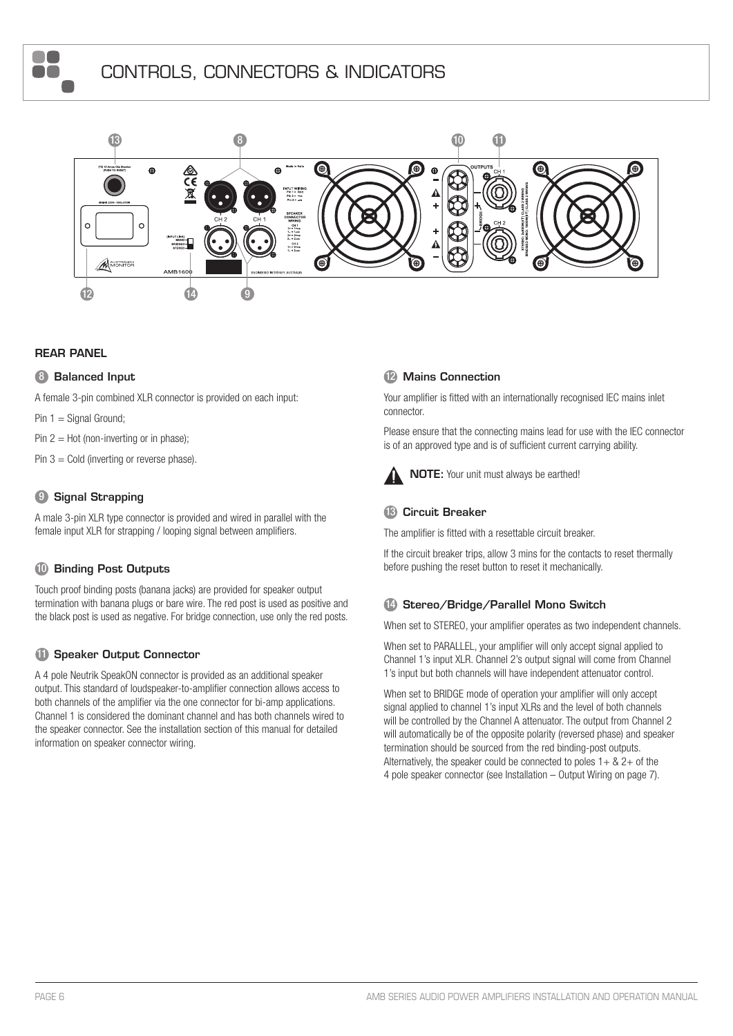# CONTROLS, CONNECTORS & INDICATORS

## REAR PANEL

### 8 Balanced Input

A female 3-pin combined XLR connector is provided on each input:

Pin 1 = Signal Ground;

Pin 2 = Hot (non-inverting or in phase);

Pin 3 = Cold (inverting or reverse phase).

### 9 Signal Strapping

A male 3-pin XLR type connector is provided and wired in parallel with the female input XLR for strapping / looping signal between amplifiers.

### 10 Binding Post Outputs

Touch proof binding posts (banana jacks) are provided for speaker output termination with banana plugs or bare wire. The red post is used as positive and the black post is used as negative. For bridge connection, use only the red posts.

### 11 Speaker Output Connector

A 4 pole Neutrik SpeakON connector is provided as an additional speaker output. This standard of loudspeaker-to-amplifier connection allows access to both channels of the amplifier via the one connector for bi-amp applications. Channel 1 is considered the dominant channel and has both channels wired to the speaker connector. See the installation section of this manual for detailed information on speaker connector wiring.

### 12 Mains Connection

Your amplifier is fitted with an internationally recognised IEC mains inlet connector.

Please ensure that the connecting mains lead for use with the IEC connector is of an approved type and is of sufficient current carrying ability.

**NOTE:** Your unit must always be earthed!

### 13 Circuit Breaker

The amplifier is fitted with a resettable circuit breaker.

If the circuit breaker trips, allow 3 mins for the contacts to reset thermally before pushing the reset button to reset it mechanically.

### 14 Stereo/Bridge/Parallel Mono Switch

When set to STEREO, your amplifier operates as two independent channels.

When set to PARALLEL, your amplifier will only accept signal applied to Channel 1's input XLR. Channel 2's output signal will come from Channel 1's input but both channels will have independent attenuator control.

When set to BRIDGE mode of operation your amplifier will only accept signal applied to channel 1's input XLRs and the level of both channels will be controlled by the Channel A attenuator. The output from Channel 2 will automatically be of the opposite polarity (reversed phase) and speaker termination should be sourced from the red binding-post outputs. Alternatively, the speaker could be connected to poles 1+ & 2+ of the 4 pole speaker connector (see Installation – Output Wiring on page 7).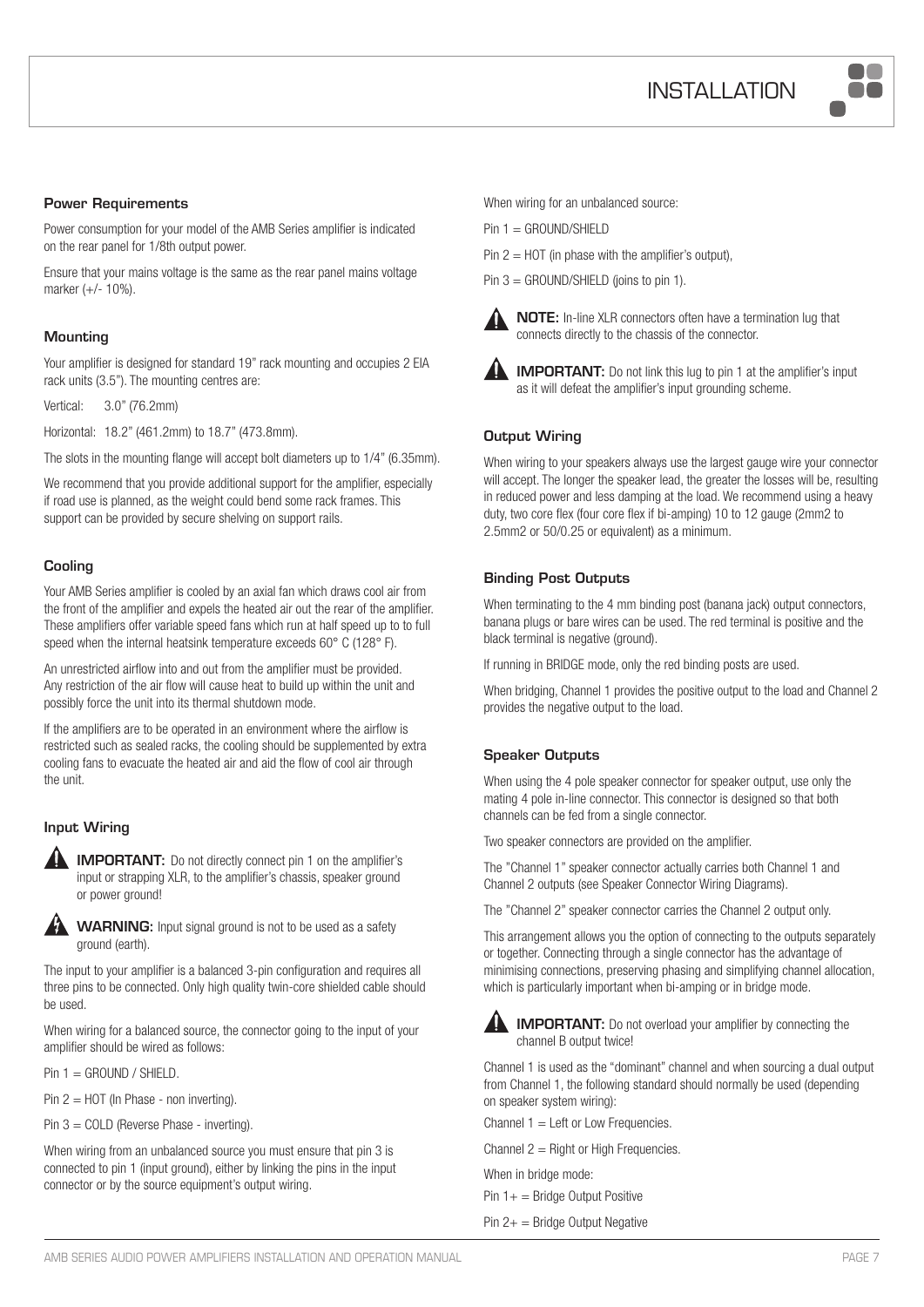# INSTALLATION

## Power Requirements

Power consumption for your model of the AMB Series amplifier is indicated on the rear panel for 1/8th output power.

Ensure that your mains voltage is the same as the rear panel mains voltage marker (+/- 10%).

## Mounting

Your amplifier is designed for standard 19" rack mounting and occupies 2 EIA rack units (3.5"). The mounting centres are:

Vertical: 3.0" (76.2mm)

Horizontal: 18.2" (461.2mm) to 18.7" (473.8mm).

The slots in the mounting flange will accept bolt diameters up to 1/4" (6.35mm).

We recommend that you provide additional support for the amplifier, especially if road use is planned, as the weight could bend some rack frames. This support can be provided by secure shelving on support rails.

## Cooling

Your AMB Series amplifier is cooled by an axial fan which draws cool air from the front of the amplifier and expels the heated air out the rear of the amplifier. These amplifiers offer variable speed fans which run at half speed up to to full speed when the internal heatsink temperature exceeds 60° C (128° F).

An unrestricted airflow into and out from the amplifier must be provided. Any restriction of the air flow will cause heat to build up within the unit and possibly force the unit into its thermal shutdown mode.

If the amplifiers are to be operated in an environment where the airflow is restricted such as sealed racks, the cooling should be supplemented by extra cooling fans to evacuate the heated air and aid the flow of cool air through the unit.

## Input Wiring

**IMPORTANT:** Do not directly connect pin 1 on the amplifier's input or strapping XLR, to the amplifier's chassis, speaker ground or power ground!

**WARNING:** Input signal ground is not to be used as a safety ground (earth).

The input to your amplifier is a balanced 3-pin configuration and requires all three pins to be connected. Only high quality twin-core shielded cable should be used.

When wiring for a balanced source, the connector going to the input of your amplifier should be wired as follows:

Pin 1 = GROUND / SHIELD.

Pin 2 = HOT (In Phase - non inverting).

Pin 3 = COLD (Reverse Phase - inverting).

When wiring from an unbalanced source you must ensure that pin 3 is connected to pin 1 (input ground), either by linking the pins in the input connector or by the source equipment's output wiring.

When wiring for an unbalanced source:

Pin 1 = GROUND/SHIELD

Pin 2 = HOT (in phase with the amplifier's output),

Pin 3 = GROUND/SHIELD (joins to pin 1).

**NOTE:** In-line XLR connectors often have a termination lug that connects directly to the chassis of the connector.

**IMPORTANT:** Do not link this lug to pin 1 at the amplifier's input as it will defeat the amplifier's input grounding scheme.

## Output Wiring

When wiring to your speakers always use the largest gauge wire your connector will accept. The longer the speaker lead, the greater the losses will be, resulting in reduced power and less damping at the load. We recommend using a heavy duty, two core flex (four core flex if bi-amping) 10 to 12 gauge (2mm2 to 2.5mm2 or 50/0.25 or equivalent) as a minimum.

## Binding Post Outputs

When terminating to the 4 mm binding post (banana jack) output connectors, banana plugs or bare wires can be used. The red terminal is positive and the black terminal is negative (ground).

If running in BRIDGE mode, only the red binding posts are used.

When bridging, Channel 1 provides the positive output to the load and Channel 2 provides the negative output to the load.

## Speaker Outputs

When using the 4 pole speaker connector for speaker output, use only the mating 4 pole in-line connector. This connector is designed so that both channels can be fed from a single connector.

Two speaker connectors are provided on the amplifier.

The "Channel 1" speaker connector actually carries both Channel 1 and Channel 2 outputs (see Speaker Connector Wiring Diagrams).

The "Channel 2" speaker connector carries the Channel 2 output only.

This arrangement allows you the option of connecting to the outputs separately or together. Connecting through a single connector has the advantage of minimising connections, preserving phasing and simplifying channel allocation, which is particularly important when bi-amping or in bridge mode.

**IMPORTANT:** Do not overload your amplifier by connecting the channel B output twice!

Channel 1 is used as the "dominant" channel and when sourcing a dual output from Channel 1, the following standard should normally be used (depending on speaker system wiring):

Channel 1 = Left or Low Frequencies.

Channel 2 = Right or High Frequencies.

When in bridge mode:

Pin 1+ = Bridge Output Positive

Pin 2+ = Bridge Output Negative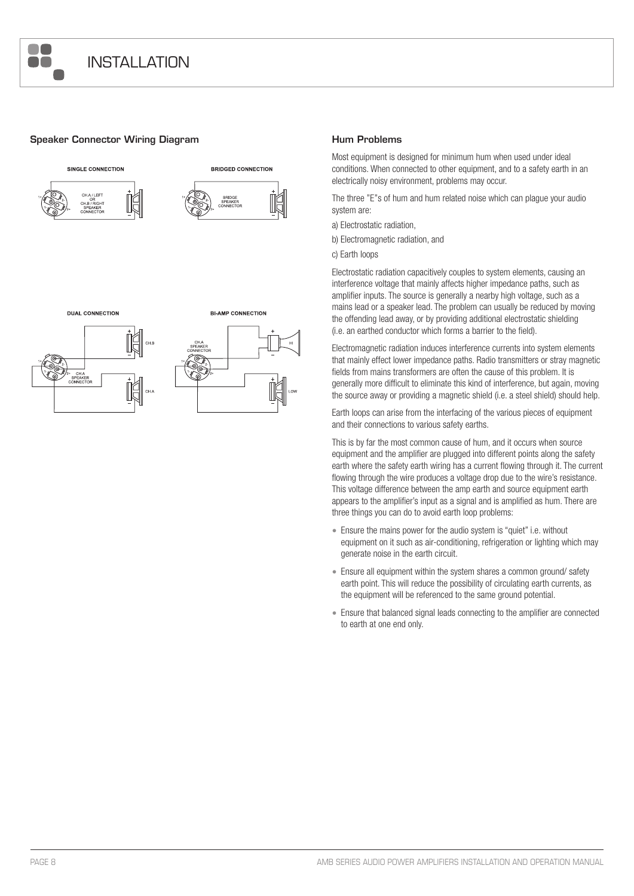# INSTALLATION

## Speaker Connector Wiring Diagram

SINGLE CONNECTION

CH.A / LEFT OR CH.B / RIGHT SPEAKER CONNECTOR

BRIDGED CONNECTION

BRIDGE SPEAKER CONNECTOR

DUAL CONNECTION

CH.A SPEAKER CONNECTOR

CH.B

CH.A

BI-AMP CONNECTION

CH.A SPEAKER CONNECTOR

HI

LOW

## Hum Problems

Most equipment is designed for minimum hum when used under ideal conditions. When connected to other equipment, and to a safety earth in an electrically noisy environment, problems may occur.

The three "E"s of hum and hum related noise which can plague your audio system are:

a) Electrostatic radiation,

b) Electromagnetic radiation, and

c) Earth loops

Electrostatic radiation capacitively couples to system elements, causing an interference voltage that mainly affects higher impedance paths, such as amplifier inputs. The source is generally a nearby high voltage, such as a mains lead or a speaker lead. The problem can usually be reduced by moving the offending lead away, or by providing additional electrostatic shielding (i.e. an earthed conductor which forms a barrier to the field).

Electromagnetic radiation induces interference currents into system elements that mainly effect lower impedance paths. Radio transmitters or stray magnetic fields from mains transformers are often the cause of this problem. It is generally more difficult to eliminate this kind of interference, but again, moving the source away or providing a magnetic shield (i.e. a steel shield) should help.

Earth loops can arise from the interfacing of the various pieces of equipment and their connections to various safety earths.

This is by far the most common cause of hum, and it occurs when source equipment and the amplifier are plugged into different points along the safety earth where the safety earth wiring has a current flowing through it. The current flowing through the wire produces a voltage drop due to the wire's resistance. This voltage difference between the amp earth and source equipment earth appears to the amplifier's input as a signal and is amplified as hum. There are three things you can do to avoid earth loop problems:

- Ensure the mains power for the audio system is "quiet" i.e. without equipment on it such as air-conditioning, refrigeration or lighting which may generate noise in the earth circuit.
- Ensure all equipment within the system shares a common ground/ safety earth point. This will reduce the possibility of circulating earth currents, as the equipment will be referenced to the same ground potential.
- Ensure that balanced signal leads connecting to the amplifier are connected to earth at one end only.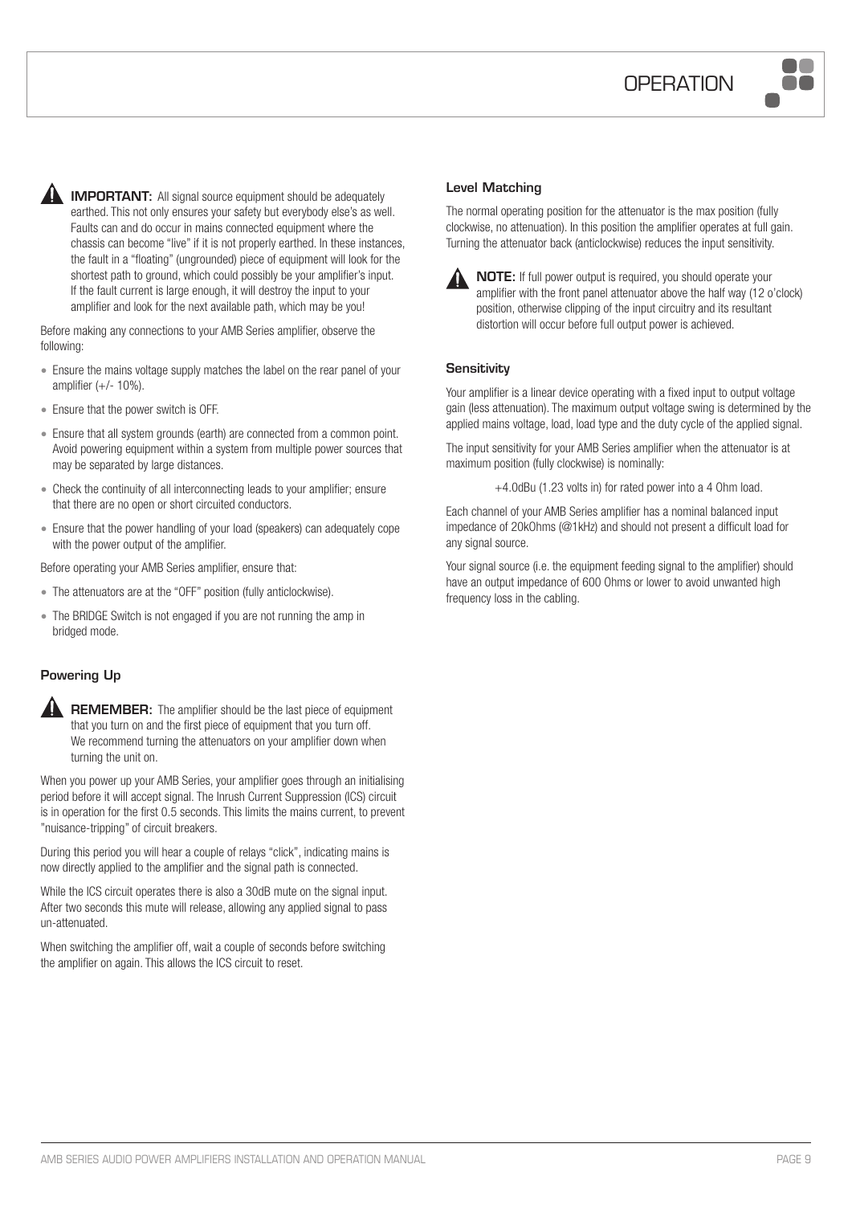# OPERATION

**IMPORTANT:** All signal source equipment should be adequately earthed. This not only ensures your safety but everybody else's as well. Faults can and do occur in mains connected equipment where the chassis can become "live" if it is not properly earthed. In these instances, the fault in a "floating" (ungrounded) piece of equipment will look for the shortest path to ground, which could possibly be your amplifier's input. If the fault current is large enough, it will destroy the input to your amplifier and look for the next available path, which may be you!

Before making any connections to your AMB Series amplifier, observe the following:

- Ensure the mains voltage supply matches the label on the rear panel of your amplifier (+/- 10%).
- Ensure that the power switch is OFF.
- Ensure that all system grounds (earth) are connected from a common point. Avoid powering equipment within a system from multiple power sources that may be separated by large distances.
- Check the continuity of all interconnecting leads to your amplifier; ensure that there are no open or short circuited conductors.
- Ensure that the power handling of your load (speakers) can adequately cope with the power output of the amplifier.

Before operating your AMB Series amplifier, ensure that:

- The attenuators are at the "OFF" position (fully anticlockwise).
- The BRIDGE Switch is not engaged if you are not running the amp in bridged mode.

### Powering Up

**REMEMBER:** The amplifier should be the last piece of equipment that you turn on and the first piece of equipment that you turn off. We recommend turning the attenuators on your amplifier down when turning the unit on.

When you power up your AMB Series, your amplifier goes through an initialising period before it will accept signal. The Inrush Current Suppression (ICS) circuit is in operation for the first 0.5 seconds. This limits the mains current, to prevent "nuisance-tripping" of circuit breakers.

During this period you will hear a couple of relays "click", indicating mains is now directly applied to the amplifier and the signal path is connected.

While the ICS circuit operates there is also a 30dB mute on the signal input. After two seconds this mute will release, allowing any applied signal to pass un-attenuated.

When switching the amplifier off, wait a couple of seconds before switching the amplifier on again. This allows the ICS circuit to reset.

### Level Matching

The normal operating position for the attenuator is the max position (fully clockwise, no attenuation). In this position the amplifier operates at full gain. Turning the attenuator back (anticlockwise) reduces the input sensitivity.

**NOTE:** If full power output is required, you should operate your amplifier with the front panel attenuator above the half way (12 o'clock) position, otherwise clipping of the input circuitry and its resultant distortion will occur before full output power is achieved.

### Sensitivity

Your amplifier is a linear device operating with a fixed input to output voltage gain (less attenuation). The maximum output voltage swing is determined by the applied mains voltage, load, load type and the duty cycle of the applied signal.

The input sensitivity for your AMB Series amplifier when the attenuator is at maximum position (fully clockwise) is nominally:

+4.0dBu (1.23 volts in) for rated power into a 4 Ohm load.

Each channel of your AMB Series amplifier has a nominal balanced input impedance of 20kOhms (@1kHz) and should not present a difficult load for any signal source.

Your signal source (i.e. the equipment feeding signal to the amplifier) should have an output impedance of 600 Ohms or lower to avoid unwanted high frequency loss in the cabling.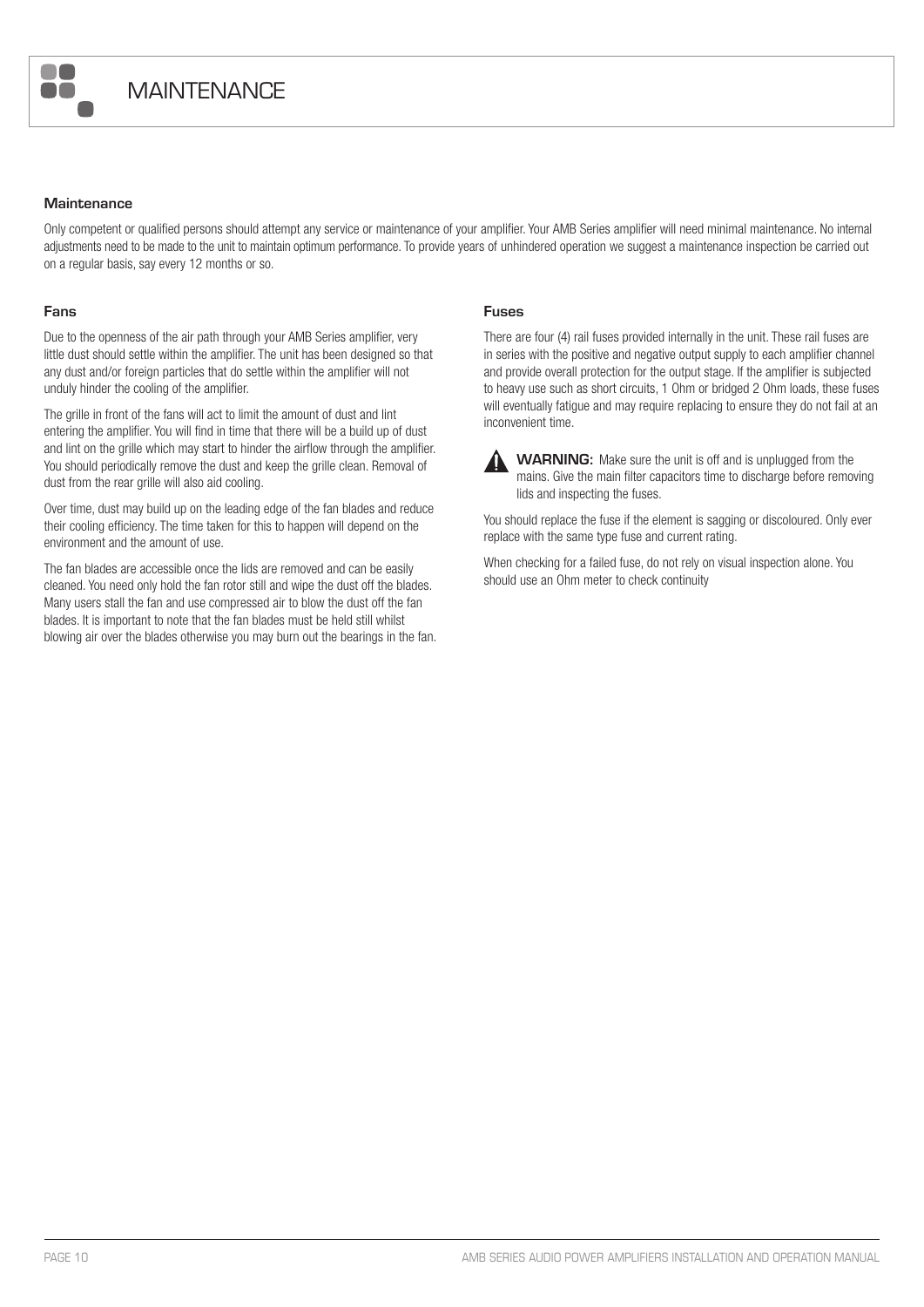# MAINTENANCE

## Maintenance

Only competent or qualified persons should attempt any service or maintenance of your amplifier. Your AMB Series amplifier will need minimal maintenance. No internal adjustments need to be made to the unit to maintain optimum performance. To provide years of unhindered operation we suggest a maintenance inspection be carried out on a regular basis, say every 12 months or so.

### Fans

Due to the openness of the air path through your AMB Series amplifier, very little dust should settle within the amplifier. The unit has been designed so that any dust and/or foreign particles that do settle within the amplifier will not unduly hinder the cooling of the amplifier.

The grille in front of the fans will act to limit the amount of dust and lint entering the amplifier. You will find in time that there will be a build up of dust and lint on the grille which may start to hinder the airflow through the amplifier. You should periodically remove the dust and keep the grille clean. Removal of dust from the rear grille will also aid cooling.

Over time, dust may build up on the leading edge of the fan blades and reduce their cooling efficiency. The time taken for this to happen will depend on the environment and the amount of use.

The fan blades are accessible once the lids are removed and can be easily cleaned. You need only hold the fan rotor still and wipe the dust off the blades. Many users stall the fan and use compressed air to blow the dust off the fan blades. It is important to note that the fan blades must be held still whilst blowing air over the blades otherwise you may burn out the bearings in the fan.

### Fuses

There are four (4) rail fuses provided internally in the unit. These rail fuses are in series with the positive and negative output supply to each amplifier channel and provide overall protection for the output stage. If the amplifier is subjected to heavy use such as short circuits, 1 Ohm or bridged 2 Ohm loads, these fuses will eventually fatigue and may require replacing to ensure they do not fail at an inconvenient time.

**WARNING:** Make sure the unit is off and is unplugged from the mains. Give the main filter capacitors time to discharge before removing lids and inspecting the fuses.

You should replace the fuse if the element is sagging or discoloured. Only ever replace with the same type fuse and current rating.

When checking for a failed fuse, do not rely on visual inspection alone. You should use an Ohm meter to check continuity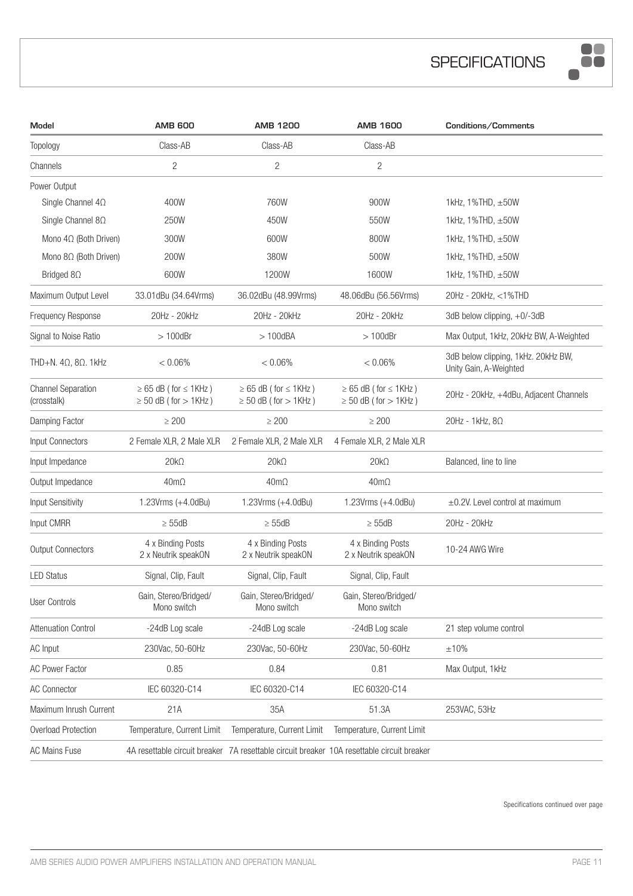# SPECIFICATIONS

| Model | AMB 600 | AMB 1200 | AMB 1600 | Conditions/Comments |
|---|---|---|---|---|
| Topology | Class-AB | Class-AB | Class-AB | |
| Channels | 2 | 2 | 2 | |
| Power Output | | | | |
| Single Channel 4Ω | 400W | 760W | 900W | 1kHz, 1%THD, ±50W |
| Single Channel 8Ω | 250W | 450W | 550W | 1kHz, 1%THD, ±50W |
| Mono 4Ω (Both Driven) | 300W | 600W | 800W | 1kHz, 1%THD, ±50W |
| Mono 8Ω (Both Driven) | 200W | 380W | 500W | 1kHz, 1%THD, ±50W |
| Bridged 8Ω | 600W | 1200W | 1600W | 1kHz, 1%THD, ±50W |
| Maximum Output Level | 33.01dBu (34.64Vrms) | 36.02dBu (48.99Vrms) | 48.06dBu (56.56Vrms) | 20Hz - 20kHz, <1%THD |
| Frequency Response | 20Hz - 20kHz | 20Hz - 20kHz | 20Hz - 20kHz | 3dB below clipping, +0/-3dB |
| Signal to Noise Ratio | > 100dBr | > 100dBA | > 100dBr | Max Output, 1kHz, 20kHz BW, A-Weighted |
| THD+N. 4Ω, 8Ω. 1kHz | < 0.06% | < 0.06% | < 0.06% | 3dB below clipping, 1kHz. 20kHz BW, Unity Gain, A-Weighted |
| Channel Separation (crosstalk) | ≥ 65 dB ( for ≤ 1KHz )<br>≥ 50 dB ( for > 1KHz ) | ≥ 65 dB ( for ≤ 1KHz )<br>≥ 50 dB ( for > 1KHz ) | ≥ 65 dB ( for ≤ 1KHz )<br>≥ 50 dB ( for > 1KHz ) | 20Hz - 20kHz, +4dBu, Adjacent Channels |
| Damping Factor | ≥ 200 | ≥ 200 | ≥ 200 | 20Hz - 1kHz, 8Ω |
| Input Connectors | 2 Female XLR, 2 Male XLR | 2 Female XLR, 2 Male XLR | 4 Female XLR, 2 Male XLR | |
| Input Impedance | 20kΩ | 20kΩ | 20kΩ | Balanced, line to line |
| Output Impedance | 40mΩ | 40mΩ | 40mΩ | |
| Input Sensitivity | 1.23Vrms (+4.0dBu) | 1.23Vrms (+4.0dBu) | 1.23Vrms (+4.0dBu) | ±0.2V. Level control at maximum |
| Input CMRR | ≥ 55dB | ≥ 55dB | ≥ 55dB | 20Hz - 20kHz |
| Output Connectors | 4 x Binding Posts<br>2 x Neutrik speakON | 4 x Binding Posts<br>2 x Neutrik speakON | 4 x Binding Posts<br>2 x Neutrik speakON | 10-24 AWG Wire |
| LED Status | Signal, Clip, Fault | Signal, Clip, Fault | Signal, Clip, Fault | |
| User Controls | Gain, Stereo/Bridged/ Mono switch | Gain, Stereo/Bridged/ Mono switch | Gain, Stereo/Bridged/ Mono switch | |
| Attenuation Control | -24dB Log scale | -24dB Log scale | -24dB Log scale | 21 step volume control |
| AC Input | 230Vac, 50-60Hz | 230Vac, 50-60Hz | 230Vac, 50-60Hz | ±10% |
| AC Power Factor | 0.85 | 0.84 | 0.81 | Max Output, 1kHz |
| AC Connector | IEC 60320-C14 | IEC 60320-C14 | IEC 60320-C14 | |
| Maximum Inrush Current | 21A | 35A | 51.3A | 253VAC, 53Hz |
| Overload Protection | Temperature, Current Limit | Temperature, Current Limit | Temperature, Current Limit | |
| AC Mains Fuse | 4A resettable circuit breaker | 7A resettable circuit breaker | 10A resettable circuit breaker | |

Specifications continued over page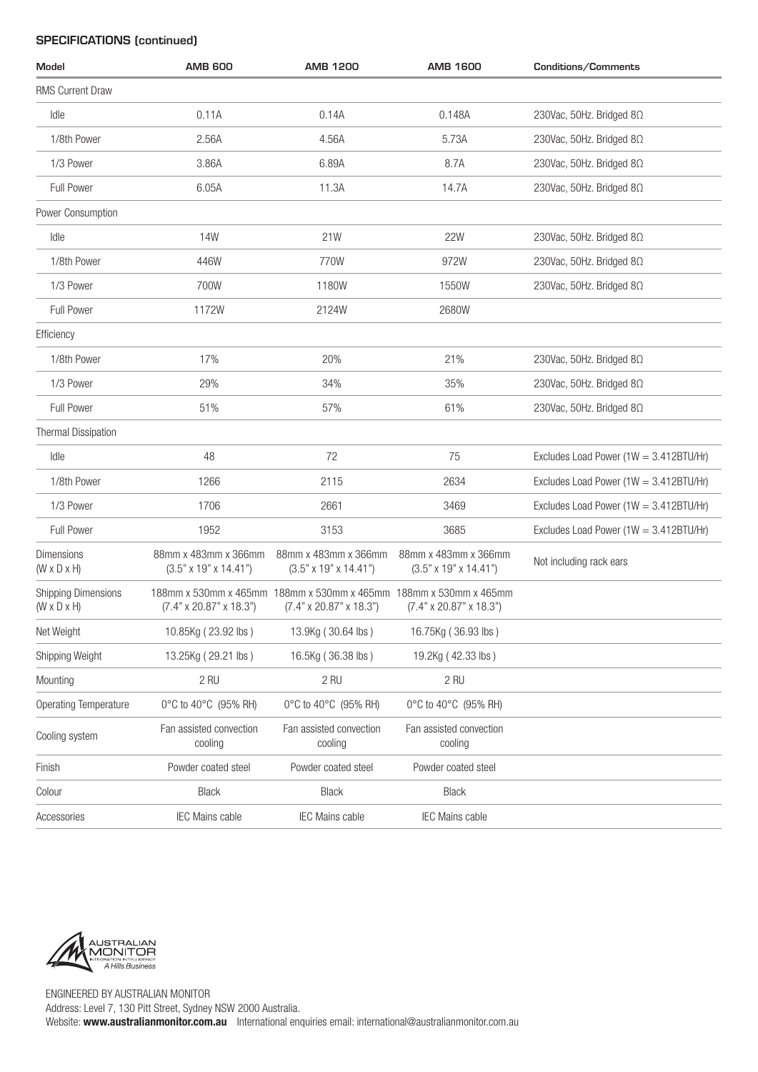### SPECIFICATIONS (continued)

| Model | AMB 600 | AMB 1200 | AMB 1600 | Conditions/Comments |
|---|---|---|---|---|
| RMS Current Draw | | | | |
| Idle | 0.11A | 0.14A | 0.148A | 230Vac, 50Hz. Bridged 8Ω |
| 1/8th Power | 2.56A | 4.56A | 5.73A | 230Vac, 50Hz. Bridged 8Ω |
| 1/3 Power | 3.86A | 6.89A | 8.7A | 230Vac, 50Hz. Bridged 8Ω |
| Full Power | 6.05A | 11.3A | 14.7A | 230Vac, 50Hz. Bridged 8Ω |
| Power Consumption | | | | |
| Idle | 14W | 21W | 22W | 230Vac, 50Hz. Bridged 8Ω |
| 1/8th Power | 446W | 770W | 972W | 230Vac, 50Hz. Bridged 8Ω |
| 1/3 Power | 700W | 1180W | 1550W | 230Vac, 50Hz. Bridged 8Ω |
| Full Power | 1172W | 2124W | 2680W | |
| Efficiency | | | | |
| 1/8th Power | 17% | 20% | 21% | 230Vac, 50Hz. Bridged 8Ω |
| 1/3 Power | 29% | 34% | 35% | 230Vac, 50Hz. Bridged 8Ω |
| Full Power | 51% | 57% | 61% | 230Vac, 50Hz. Bridged 8Ω |
| Thermal Dissipation | | | | |
| Idle | 48 | 72 | 75 | Excludes Load Power (1W = 3.412BTU/Hr) |
| 1/8th Power | 1266 | 2115 | 2634 | Excludes Load Power (1W = 3.412BTU/Hr) |
| 1/3 Power | 1706 | 2661 | 3469 | Excludes Load Power (1W = 3.412BTU/Hr) |
| Full Power | 1952 | 3153 | 3685 | Excludes Load Power (1W = 3.412BTU/Hr) |
| Dimensions (W x D x H) | 88mm x 483mm x 366mm (3.5" x 19" x 14.41") | 88mm x 483mm x 366mm (3.5" x 19" x 14.41") | 88mm x 483mm x 366mm (3.5" x 19" x 14.41") | Not including rack ears |
| Shipping Dimensions (W x D x H) | 188mm x 530mm x 465mm (7.4" x 20.87" x 18.3") | 188mm x 530mm x 465mm (7.4" x 20.87" x 18.3") | 188mm x 530mm x 465mm (7.4" x 20.87" x 18.3") | |
| Net Weight | 10.85Kg ( 23.92 lbs ) | 13.9Kg ( 30.64 lbs ) | 16.75Kg ( 36.93 lbs ) | |
| Shipping Weight | 13.25Kg ( 29.21 lbs ) | 16.5Kg ( 36.38 lbs ) | 19.2Kg ( 42.33 lbs ) | |
| Mounting | 2 RU | 2 RU | 2 RU | |
| Operating Temperature | 0°C to 40°C (95% RH) | 0°C to 40°C (95% RH) | 0°C to 40°C (95% RH) | |
| Cooling system | Fan assisted convection cooling | Fan assisted convection cooling | Fan assisted convection cooling | |
| Finish | Powder coated steel | Powder coated steel | Powder coated steel | |
| Colour | Black | Black | Black | |
| Accessories | IEC Mains cable | IEC Mains cable | IEC Mains cable | |

AUSTRALIAN MONITOR
INTEGRATION INTELLIGENCE
*A Hills Business*

ENGINEERED BY AUSTRALIAN MONITOR
Address: Level 7, 130 Pitt Street, Sydney NSW 2000 Australia.
Website: **www.australianmonitor.com.au** International enquiries email: international@australianmonitor.com.au